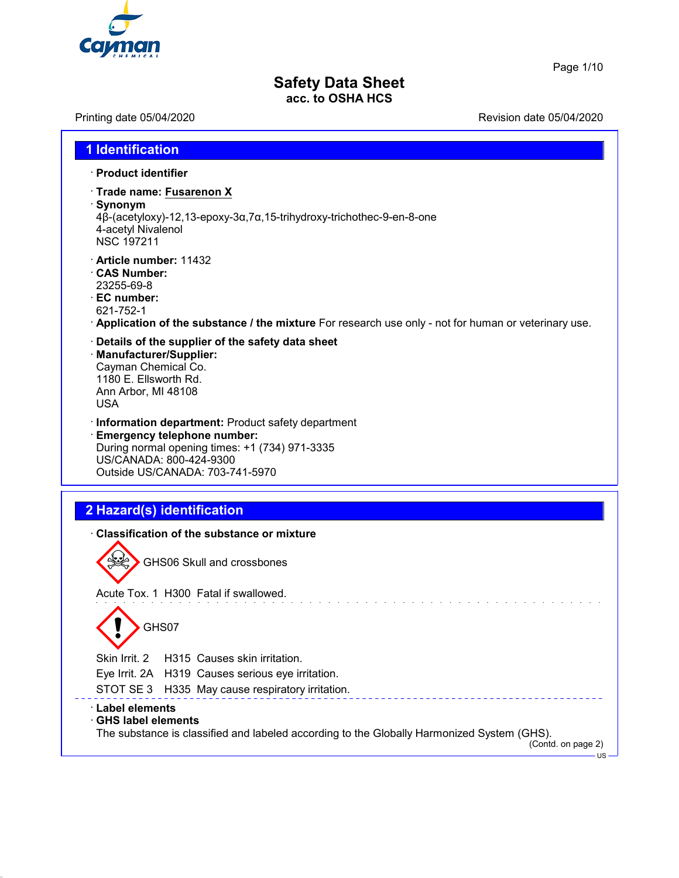# Safety Data Sheet
acc. to OSHA HCS

Printing date 05/04/2020 Revision date 05/04/2020

## 1 Identification

· **Product identifier**

· **Trade name: Fusarenon X**

· **Synonym**
4β-(acetyloxy)-12,13-epoxy-3α,7α,15-trihydroxy-trichothec-9-en-8-one
4-acetyl Nivalenol
NSC 197211

· **Article number:** 11432

· **CAS Number:**
23255-69-8

· **EC number:**
621-752-1

· **Application of the substance / the mixture** For research use only - not for human or veterinary use.

· **Details of the supplier of the safety data sheet**

· **Manufacturer/Supplier:**
Cayman Chemical Co.
1180 E. Ellsworth Rd.
Ann Arbor, MI 48108
USA

· **Information department:** Product safety department

· **Emergency telephone number:**
During normal opening times: +1 (734) 971-3335
US/CANADA: 800-424-9300
Outside US/CANADA: 703-741-5970

## 2 Hazard(s) identification

· **Classification of the substance or mixture**

GHS06 Skull and crossbones

Acute Tox. 1 H300 Fatal if swallowed.

GHS07

Skin Irrit. 2 H315 Causes skin irritation.
Eye Irrit. 2A H319 Causes serious eye irritation.
STOT SE 3 H335 May cause respiratory irritation.

· **Label elements**

· **GHS label elements**
The substance is classified and labeled according to the Globally Harmonized System (GHS).

(Contd. on page 2)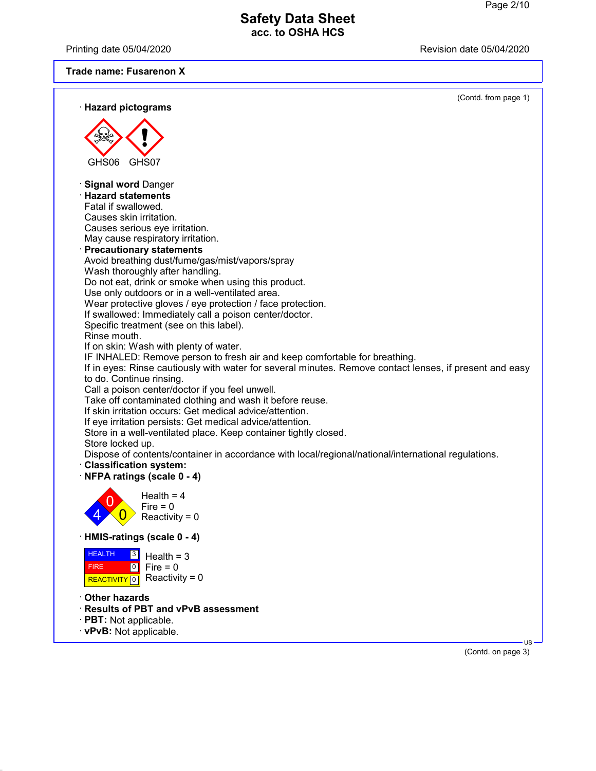**Trade name: Fusarenon X**

(Contd. from page 1)

· **Hazard pictograms**

GHS06 GHS07

· **Signal word** Danger
· **Hazard statements**
Fatal if swallowed.
Causes skin irritation.
Causes serious eye irritation.
May cause respiratory irritation.
· **Precautionary statements**
Avoid breathing dust/fume/gas/mist/vapors/spray
Wash thoroughly after handling.
Do not eat, drink or smoke when using this product.
Use only outdoors or in a well-ventilated area.
Wear protective gloves / eye protection / face protection.
If swallowed: Immediately call a poison center/doctor.
Specific treatment (see on this label).
Rinse mouth.
If on skin: Wash with plenty of water.
IF INHALED: Remove person to fresh air and keep comfortable for breathing.
If in eyes: Rinse cautiously with water for several minutes. Remove contact lenses, if present and easy to do. Continue rinsing.
Call a poison center/doctor if you feel unwell.
Take off contaminated clothing and wash it before reuse.
If skin irritation occurs: Get medical advice/attention.
If eye irritation persists: Get medical advice/attention.
Store in a well-ventilated place. Keep container tightly closed.
Store locked up.
Dispose of contents/container in accordance with local/regional/national/international regulations.
· **Classification system:**
· **NFPA ratings (scale 0 - 4)**

Health = 4
Fire = 0
Reactivity = 0

· **HMIS-ratings (scale 0 - 4)**

| HEALTH | 3 |
|---|---|
| FIRE | 0 |
| REACTIVITY | 0 |

Health = 3
Fire = 0
Reactivity = 0

· **Other hazards**
· **Results of PBT and vPvB assessment**
· **PBT:** Not applicable.
· **vPvB:** Not applicable.

(Contd. on page 3)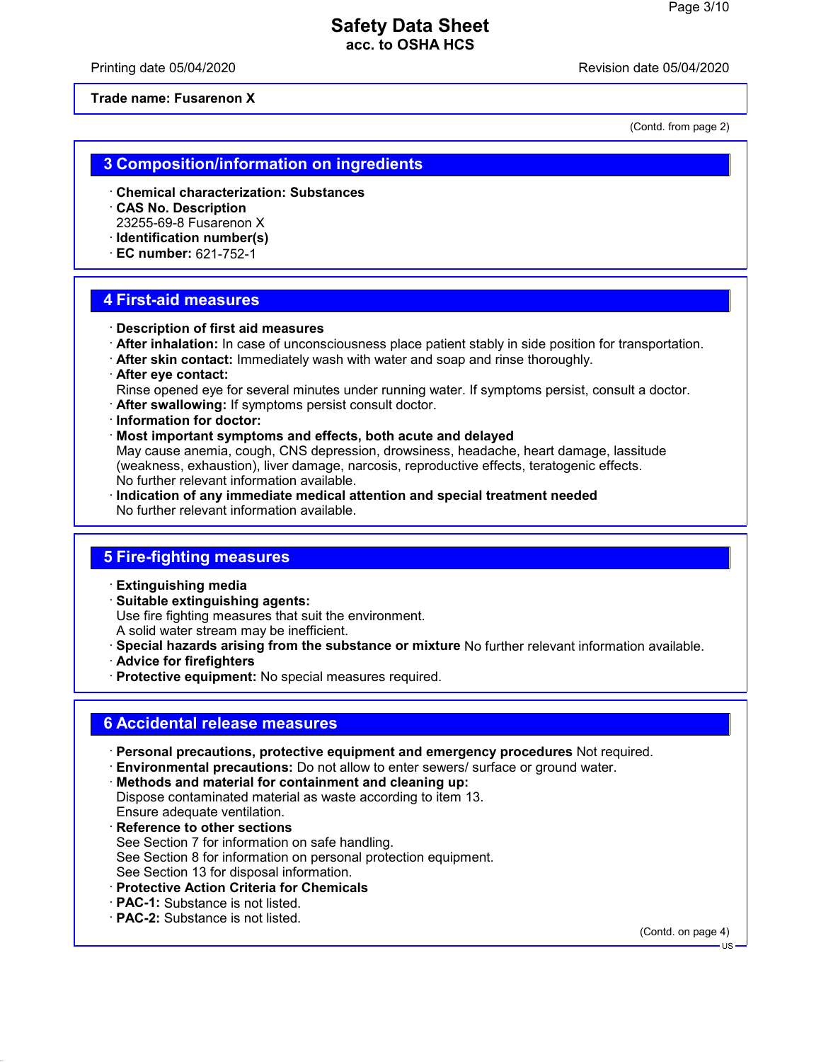**Trade name: Fusarenon X**

(Contd. from page 2)

## 3 Composition/information on ingredients

- **Chemical characterization: Substances**
- **CAS No. Description**
  23255-69-8 Fusarenon X
- **Identification number(s)**
- **EC number:** 621-752-1

## 4 First-aid measures

- **Description of first aid measures**
- **After inhalation:** In case of unconsciousness place patient stably in side position for transportation.
- **After skin contact:** Immediately wash with water and soap and rinse thoroughly.
- **After eye contact:**
  Rinse opened eye for several minutes under running water. If symptoms persist, consult a doctor.
- **After swallowing:** If symptoms persist consult doctor.
- **Information for doctor:**
- **Most important symptoms and effects, both acute and delayed**
  May cause anemia, cough, CNS depression, drowsiness, headache, heart damage, lassitude (weakness, exhaustion), liver damage, narcosis, reproductive effects, teratogenic effects.
  No further relevant information available.
- **Indication of any immediate medical attention and special treatment needed**
  No further relevant information available.

## 5 Fire-fighting measures

- **Extinguishing media**
- **Suitable extinguishing agents:**
  Use fire fighting measures that suit the environment.
  A solid water stream may be inefficient.
- **Special hazards arising from the substance or mixture** No further relevant information available.
- **Advice for firefighters**
- **Protective equipment:** No special measures required.

## 6 Accidental release measures

- **Personal precautions, protective equipment and emergency procedures** Not required.
- **Environmental precautions:** Do not allow to enter sewers/ surface or ground water.
- **Methods and material for containment and cleaning up:**
  Dispose contaminated material as waste according to item 13.
  Ensure adequate ventilation.
- **Reference to other sections**
  See Section 7 for information on safe handling.
  See Section 8 for information on personal protection equipment.
  See Section 13 for disposal information.
- **Protective Action Criteria for Chemicals**
- **PAC-1:** Substance is not listed.
- **PAC-2:** Substance is not listed.

(Contd. on page 4)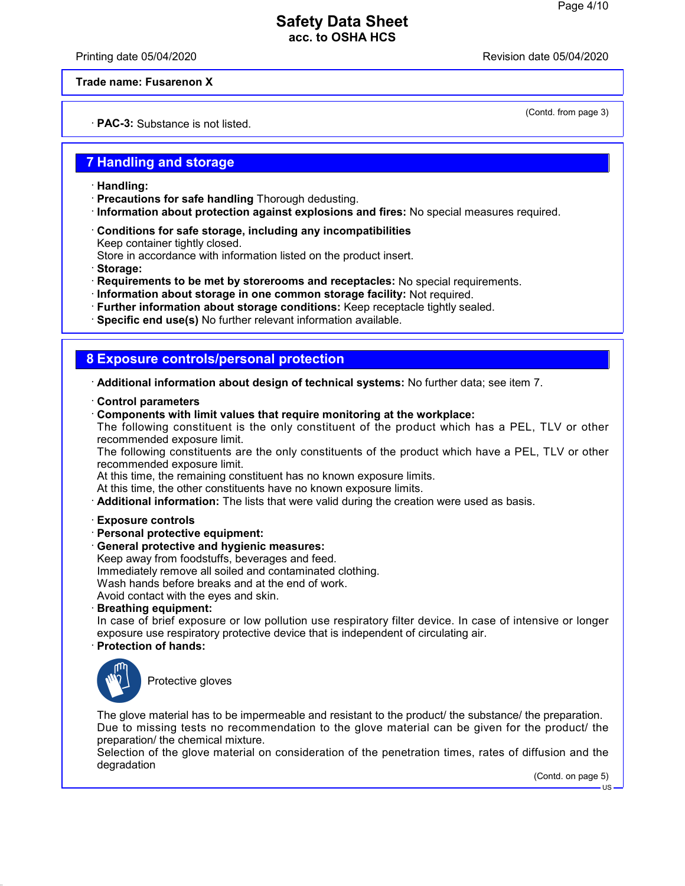Trade name: Fusarenon X

(Contd. from page 3)

· **PAC-3:** Substance is not listed.

## 7 Handling and storage

· **Handling:**
· **Precautions for safe handling** Thorough dedusting.
· **Information about protection against explosions and fires:** No special measures required.

· **Conditions for safe storage, including any incompatibilities**
Keep container tightly closed.
Store in accordance with information listed on the product insert.
· **Storage:**
· **Requirements to be met by storerooms and receptacles:** No special requirements.
· **Information about storage in one common storage facility:** Not required.
· **Further information about storage conditions:** Keep receptacle tightly sealed.
· **Specific end use(s)** No further relevant information available.

## 8 Exposure controls/personal protection

· **Additional information about design of technical systems:** No further data; see item 7.

· **Control parameters**
· **Components with limit values that require monitoring at the workplace:**
The following constituent is the only constituent of the product which has a PEL, TLV or other recommended exposure limit.
The following constituents are the only constituents of the product which have a PEL, TLV or other recommended exposure limit.
At this time, the remaining constituent has no known exposure limits.
At this time, the other constituents have no known exposure limits.
· **Additional information:** The lists that were valid during the creation were used as basis.

· **Exposure controls**
· **Personal protective equipment:**
· **General protective and hygienic measures:**
Keep away from foodstuffs, beverages and feed.
Immediately remove all soiled and contaminated clothing.
Wash hands before breaks and at the end of work.
Avoid contact with the eyes and skin.
· **Breathing equipment:**
In case of brief exposure or low pollution use respiratory filter device. In case of intensive or longer exposure use respiratory protective device that is independent of circulating air.
· **Protection of hands:**

Protective gloves

The glove material has to be impermeable and resistant to the product/ the substance/ the preparation.
Due to missing tests no recommendation to the glove material can be given for the product/ the preparation/ the chemical mixture.
Selection of the glove material on consideration of the penetration times, rates of diffusion and the degradation

(Contd. on page 5)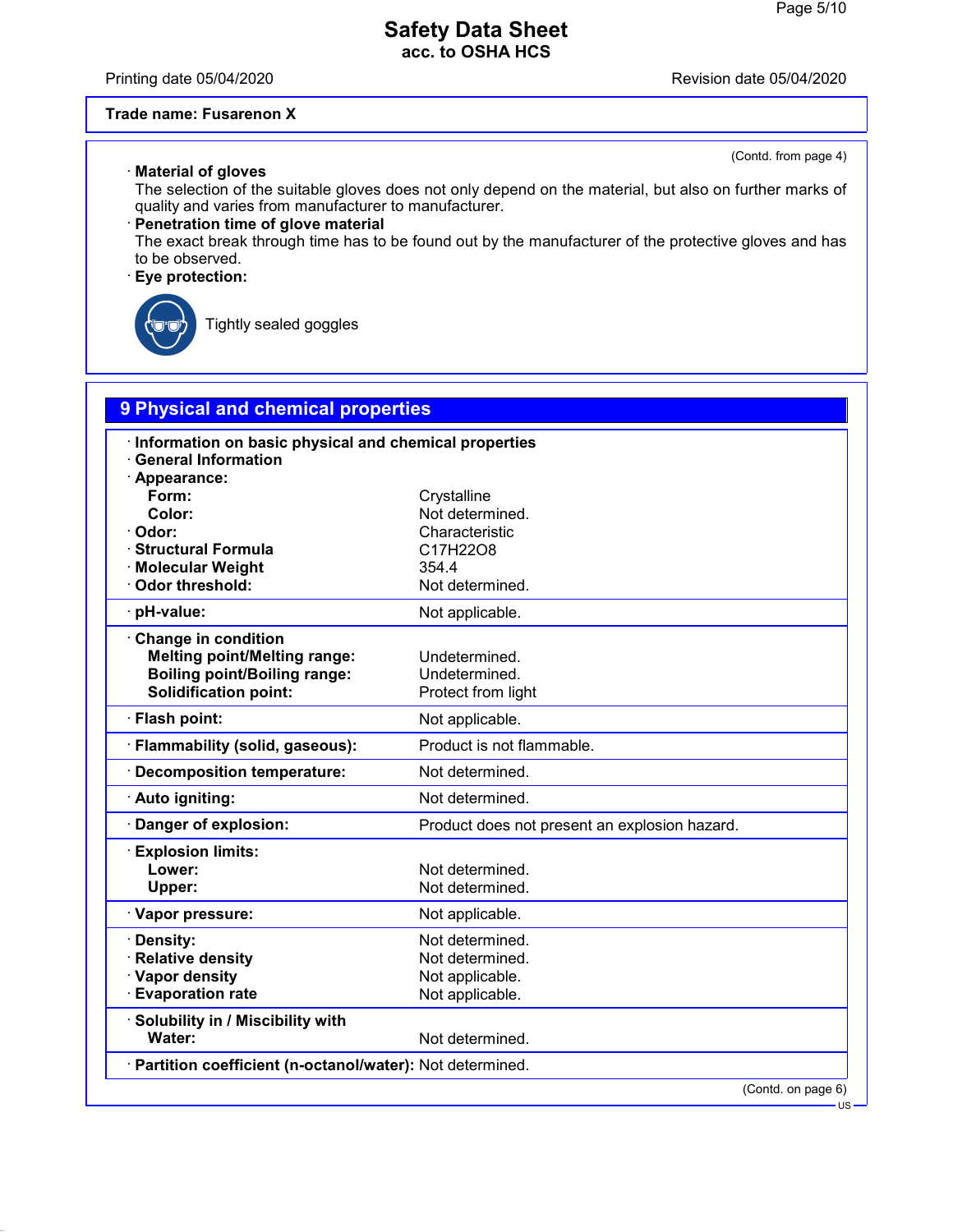Trade name: Fusarenon X

(Contd. from page 4)

· **Material of gloves**
The selection of the suitable gloves does not only depend on the material, but also on further marks of quality and varies from manufacturer to manufacturer.

· **Penetration time of glove material**
The exact break through time has to be found out by the manufacturer of the protective gloves and has to be observed.

· **Eye protection:**

Tightly sealed goggles

## 9 Physical and chemical properties

· **Information on basic physical and chemical properties**
· **General Information**
· **Appearance:**

| | |
|---|---|
| **Form:** | Crystalline |
| **Color:** | Not determined. |
| · **Odor:** | Characteristic |
| · **Structural Formula** | $C_{17}H_{22}O_8$ |
| · **Molecular Weight** | 354.4 |
| · **Odor threshold:** | Not determined. |
| · **pH-value:** | Not applicable. |
| · **Change in condition** | |
| **Melting point/Melting range:** | Undetermined. |
| **Boiling point/Boiling range:** | Undetermined. |
| **Solidification point:** | Protect from light |
| · **Flash point:** | Not applicable. |
| · **Flammability (solid, gaseous):** | Product is not flammable. |
| · **Decomposition temperature:** | Not determined. |
| · **Auto igniting:** | Not determined. |
| · **Danger of explosion:** | Product does not present an explosion hazard. |
| · **Explosion limits:** | |
| **Lower:** | Not determined. |
| **Upper:** | Not determined. |
| · **Vapor pressure:** | Not applicable. |
| · **Density:** | Not determined. |
| · **Relative density** | Not determined. |
| · **Vapor density** | Not applicable. |
| · **Evaporation rate** | Not applicable. |
| · **Solubility in / Miscibility with** | |
| **Water:** | Not determined. |
| · **Partition coefficient (n-octanol/water):** | Not determined. |

(Contd. on page 6)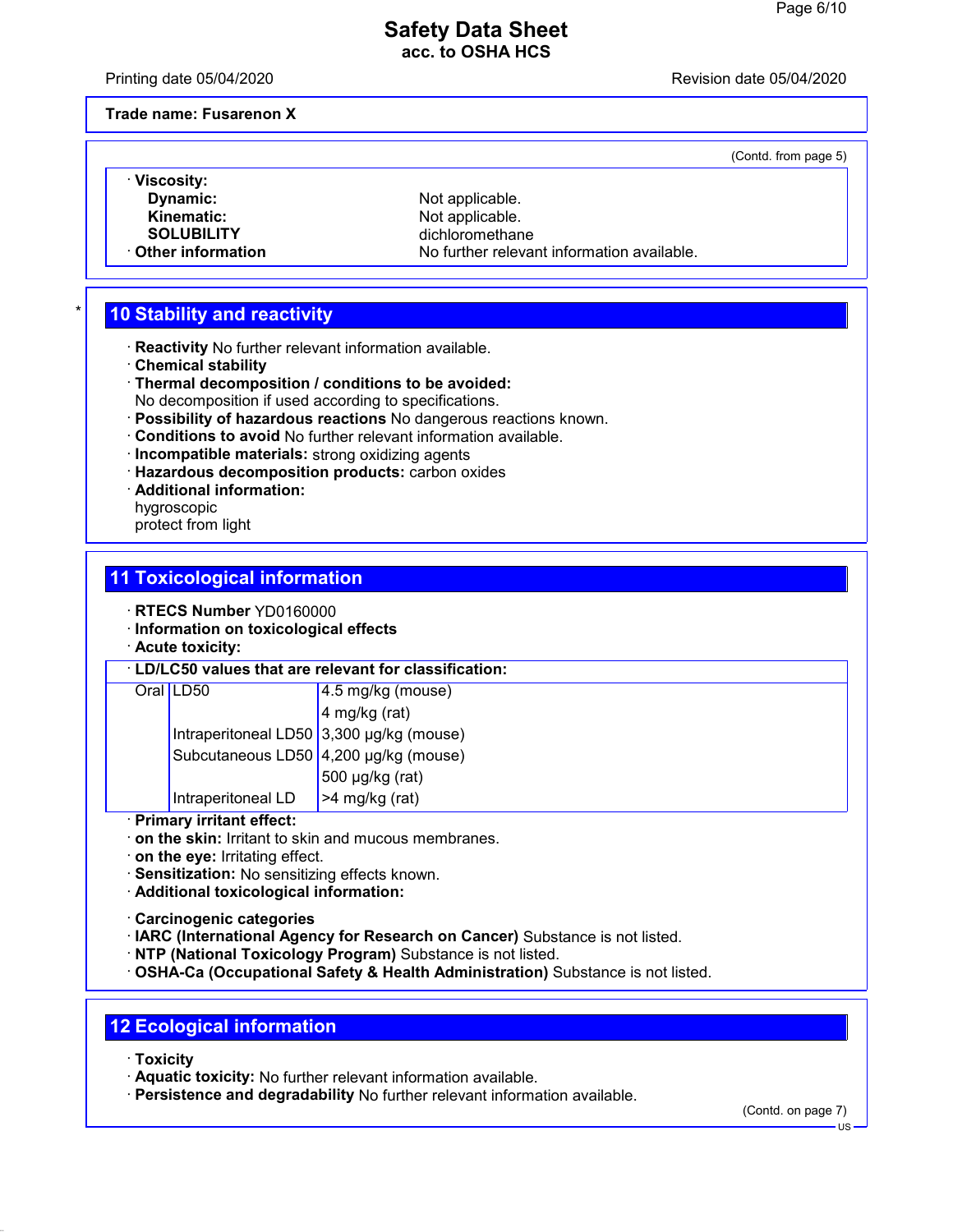**Trade name: Fusarenon X**

(Contd. from page 5)

· **Viscosity:**
  - **Dynamic:** Not applicable.
  - **Kinematic:** Not applicable.
  - **SOLUBILITY** dichloromethane

· **Other information** No further relevant information available.

## 10 Stability and reactivity

· **Reactivity** No further relevant information available.
· **Chemical stability**
· **Thermal decomposition / conditions to be avoided:**
No decomposition if used according to specifications.
· **Possibility of hazardous reactions** No dangerous reactions known.
· **Conditions to avoid** No further relevant information available.
· **Incompatible materials:** strong oxidizing agents
· **Hazardous decomposition products:** carbon oxides
· **Additional information:**
hygroscopic
protect from light

## 11 Toxicological information

· **RTECS Number** YD0160000
· **Information on toxicological effects**
· **Acute toxicity:**

· **LD/LC50 values that are relevant for classification:**

| | | |
|---|---|---|
| Oral | LD50 | 4.5 mg/kg (mouse) |
| | | 4 mg/kg (rat) |
| | Intraperitoneal LD50 | 3,300 µg/kg (mouse) |
| | Subcutaneous LD50 | 4,200 µg/kg (mouse) |
| | | 500 µg/kg (rat) |
| | Intraperitoneal LD | >4 mg/kg (rat) |

· **Primary irritant effect:**
· **on the skin:** Irritant to skin and mucous membranes.
· **on the eye:** Irritating effect.
· **Sensitization:** No sensitizing effects known.
· **Additional toxicological information:**

· **Carcinogenic categories**
· **IARC (International Agency for Research on Cancer)** Substance is not listed.
· **NTP (National Toxicology Program)** Substance is not listed.
· **OSHA-Ca (Occupational Safety & Health Administration)** Substance is not listed.

## 12 Ecological information

· **Toxicity**
· **Aquatic toxicity:** No further relevant information available.
· **Persistence and degradability** No further relevant information available.

(Contd. on page 7)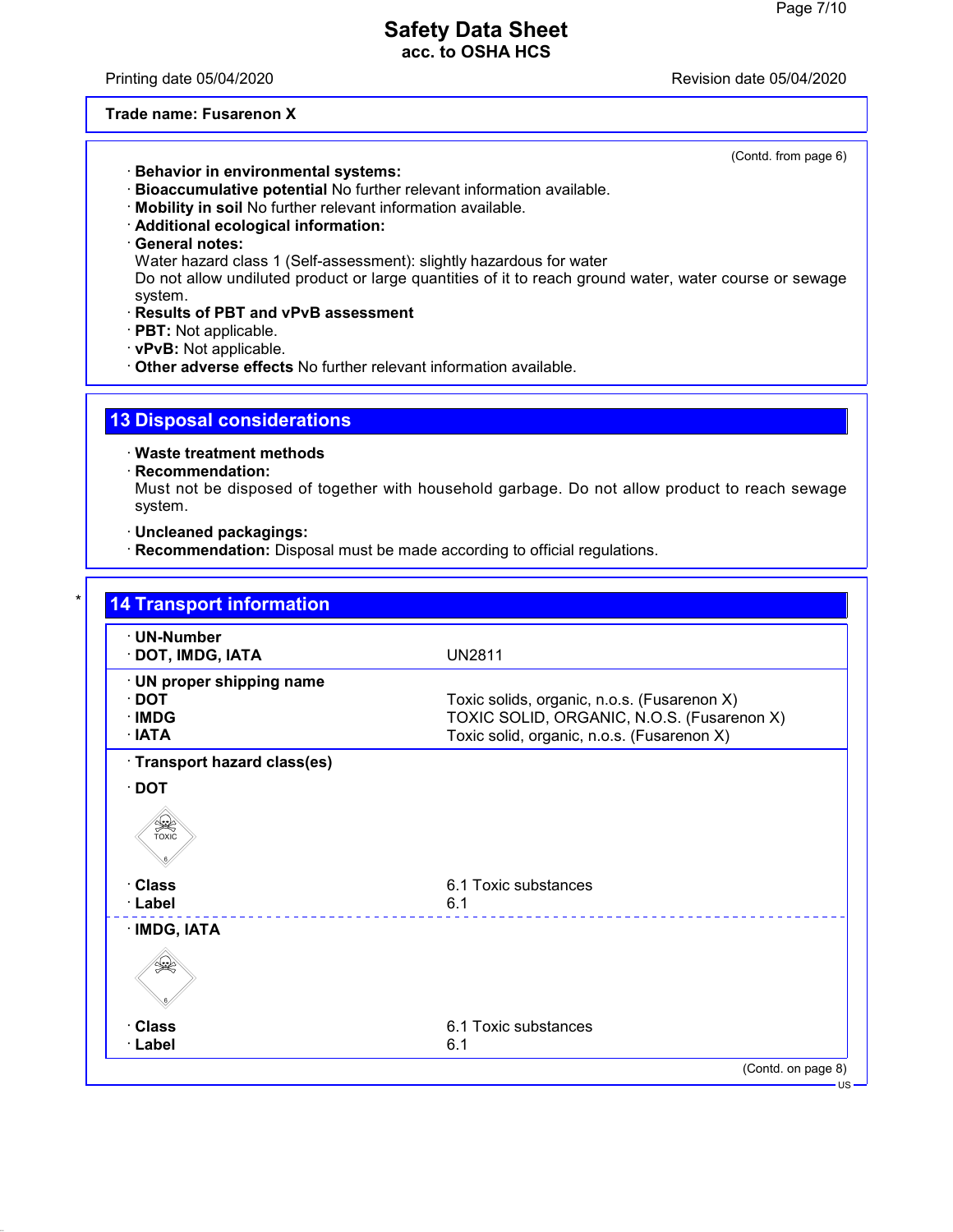Safety Data Sheet
acc. to OSHA HCS

Printing date 05/04/2020 Revision date 05/04/2020

**Trade name: Fusarenon X**

(Contd. from page 6)

- **Behavior in environmental systems:**
- **Bioaccumulative potential** No further relevant information available.
- **Mobility in soil** No further relevant information available.
- **Additional ecological information:**
- **General notes:**
  Water hazard class 1 (Self-assessment): slightly hazardous for water
  Do not allow undiluted product or large quantities of it to reach ground water, water course or sewage system.
- **Results of PBT and vPvB assessment**
- **PBT:** Not applicable.
- **vPvB:** Not applicable.
- **Other adverse effects** No further relevant information available.

## 13 Disposal considerations

- **Waste treatment methods**
- **Recommendation:**
  Must not be disposed of together with household garbage. Do not allow product to reach sewage system.

- **Uncleaned packagings:**
- **Recommendation:** Disposal must be made according to official regulations.

## 14 Transport information

| | |
|---|---|
| **UN-Number** | |
| **DOT, IMDG, IATA** | UN2811 |
| **UN proper shipping name** | |
| **DOT** | Toxic solids, organic, n.o.s. (Fusarenon X) |
| **IMDG** | TOXIC SOLID, ORGANIC, N.O.S. (Fusarenon X) |
| **IATA** | Toxic solid, organic, n.o.s. (Fusarenon X) |

- **Transport hazard class(es)**

- **DOT**

| | |
|---|---|
| **Class** | 6.1 Toxic substances |
| **Label** | 6.1 |

- **IMDG, IATA**

| | |
|---|---|
| **Class** | 6.1 Toxic substances |
| **Label** | 6.1 |

(Contd. on page 8)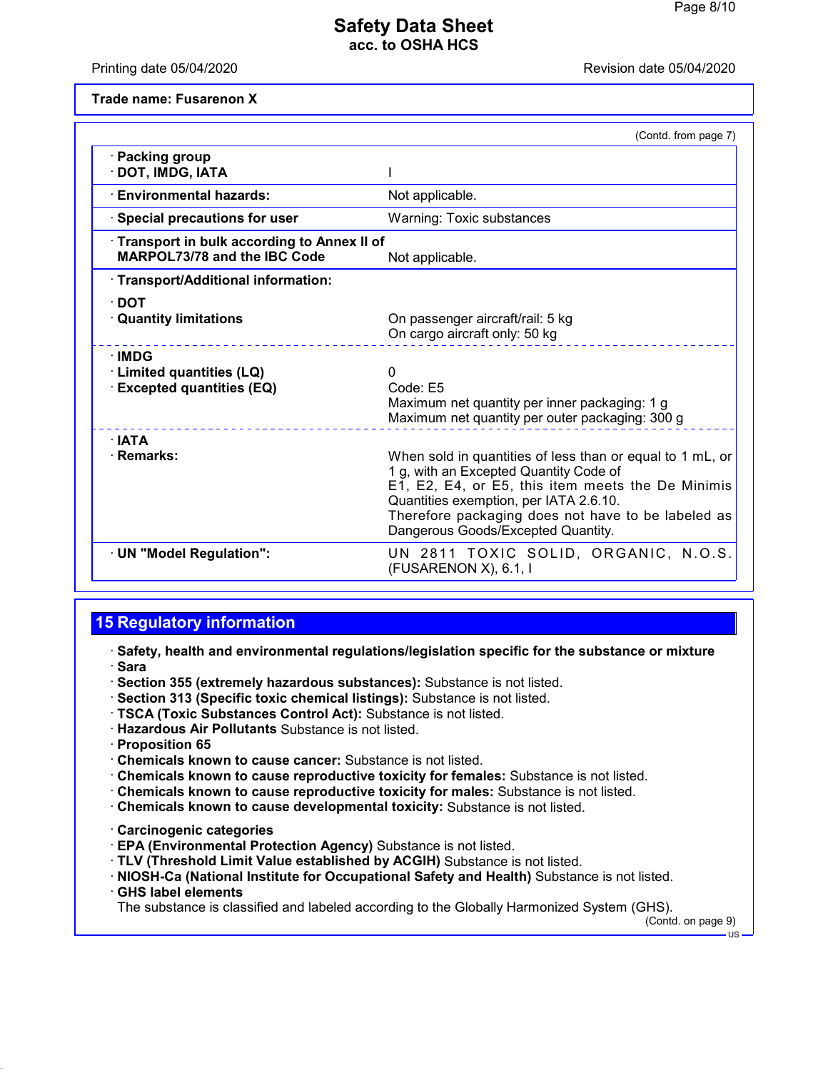**Trade name: Fusarenon X**

(Contd. from page 7)

| | |
|---|---|
| · **Packing group** · **DOT, IMDG, IATA** | I |
| · **Environmental hazards:** | Not applicable. |
| · **Special precautions for user** | Warning: Toxic substances |
| · **Transport in bulk according to Annex II of MARPOL73/78 and the IBC Code** | Not applicable. |
| · **Transport/Additional information:** | |
| · **DOT** | |
| · **Quantity limitations** | On passenger aircraft/rail: 5 kg<br>On cargo aircraft only: 50 kg |
| · **IMDG** | |
| · **Limited quantities (LQ)** | 0 |
| · **Excepted quantities (EQ)** | Code: E5<br>Maximum net quantity per inner packaging: 1 g<br>Maximum net quantity per outer packaging: 300 g |
| · **IATA** | |
| · **Remarks:** | When sold in quantities of less than or equal to 1 mL, or 1 g, with an Excepted Quantity Code of E1, E2, E4, or E5, this item meets the De Minimis Quantities exemption, per IATA 2.6.10.<br>Therefore packaging does not have to be labeled as Dangerous Goods/Excepted Quantity. |
| · **UN "Model Regulation":** | UN 2811 TOXIC SOLID, ORGANIC, N.O.S. (FUSARENON X), 6.1, I |

## 15 Regulatory information

· **Safety, health and environmental regulations/legislation specific for the substance or mixture**
· **Sara**
· **Section 355 (extremely hazardous substances):** Substance is not listed.
· **Section 313 (Specific toxic chemical listings):** Substance is not listed.
· **TSCA (Toxic Substances Control Act):** Substance is not listed.
· **Hazardous Air Pollutants** Substance is not listed.
· **Proposition 65**
· **Chemicals known to cause cancer:** Substance is not listed.
· **Chemicals known to cause reproductive toxicity for females:** Substance is not listed.
· **Chemicals known to cause reproductive toxicity for males:** Substance is not listed.
· **Chemicals known to cause developmental toxicity:** Substance is not listed.

· **Carcinogenic categories**
· **EPA (Environmental Protection Agency)** Substance is not listed.
· **TLV (Threshold Limit Value established by ACGIH)** Substance is not listed.
· **NIOSH-Ca (National Institute for Occupational Safety and Health)** Substance is not listed.
· **GHS label elements**
The substance is classified and labeled according to the Globally Harmonized System (GHS).

(Contd. on page 9)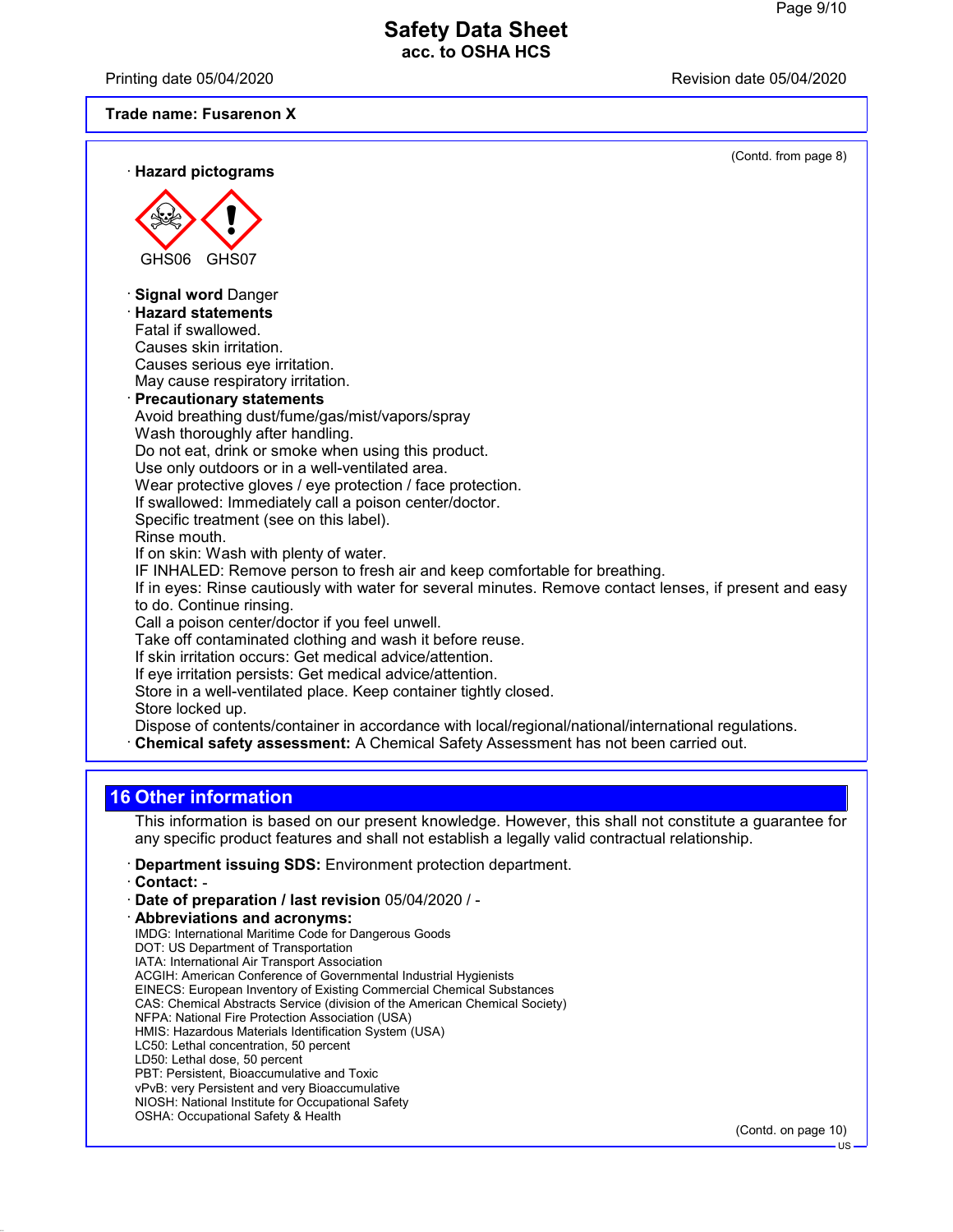Trade name: Fusarenon X

(Contd. from page 8)

· **Hazard pictograms**

GHS06 GHS07

· **Signal word** Danger

· **Hazard statements**

Fatal if swallowed.
Causes skin irritation.
Causes serious eye irritation.
May cause respiratory irritation.

· **Precautionary statements**

Avoid breathing dust/fume/gas/mist/vapors/spray
Wash thoroughly after handling.
Do not eat, drink or smoke when using this product.
Use only outdoors or in a well-ventilated area.
Wear protective gloves / eye protection / face protection.
If swallowed: Immediately call a poison center/doctor.
Specific treatment (see on this label).
Rinse mouth.
If on skin: Wash with plenty of water.
IF INHALED: Remove person to fresh air and keep comfortable for breathing.
If in eyes: Rinse cautiously with water for several minutes. Remove contact lenses, if present and easy to do. Continue rinsing.
Call a poison center/doctor if you feel unwell.
Take off contaminated clothing and wash it before reuse.
If skin irritation occurs: Get medical advice/attention.
If eye irritation persists: Get medical advice/attention.
Store in a well-ventilated place. Keep container tightly closed.
Store locked up.
Dispose of contents/container in accordance with local/regional/national/international regulations.

· **Chemical safety assessment:** A Chemical Safety Assessment has not been carried out.

## 16 Other information

This information is based on our present knowledge. However, this shall not constitute a guarantee for any specific product features and shall not establish a legally valid contractual relationship.

· **Department issuing SDS:** Environment protection department.
· **Contact:** -
· **Date of preparation / last revision** 05/04/2020 / -
· **Abbreviations and acronyms:**

IMDG: International Maritime Code for Dangerous Goods
DOT: US Department of Transportation
IATA: International Air Transport Association
ACGIH: American Conference of Governmental Industrial Hygienists
EINECS: European Inventory of Existing Commercial Chemical Substances
CAS: Chemical Abstracts Service (division of the American Chemical Society)
NFPA: National Fire Protection Association (USA)
HMIS: Hazardous Materials Identification System (USA)
LC50: Lethal concentration, 50 percent
LD50: Lethal dose, 50 percent
PBT: Persistent, Bioaccumulative and Toxic
vPvB: very Persistent and very Bioaccumulative
NIOSH: National Institute for Occupational Safety
OSHA: Occupational Safety & Health

(Contd. on page 10)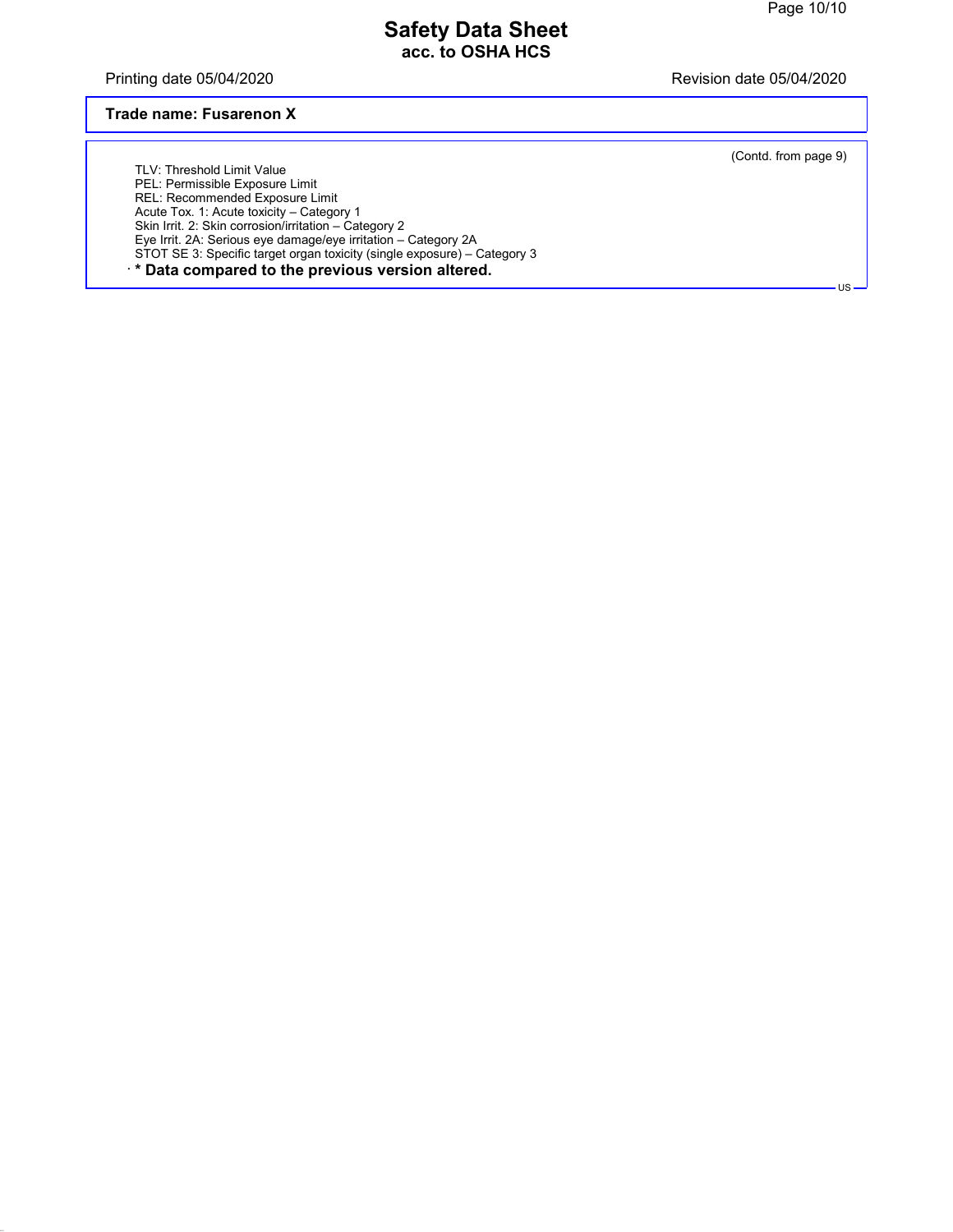**Trade name: Fusarenon X**

(Contd. from page 9)

TLV: Threshold Limit Value
PEL: Permissible Exposure Limit
REL: Recommended Exposure Limit
Acute Tox. 1: Acute toxicity – Category 1
Skin Irrit. 2: Skin corrosion/irritation – Category 2
Eye Irrit. 2A: Serious eye damage/eye irritation – Category 2A
STOT SE 3: Specific target organ toxicity (single exposure) – Category 3

· **\* Data compared to the previous version altered.**